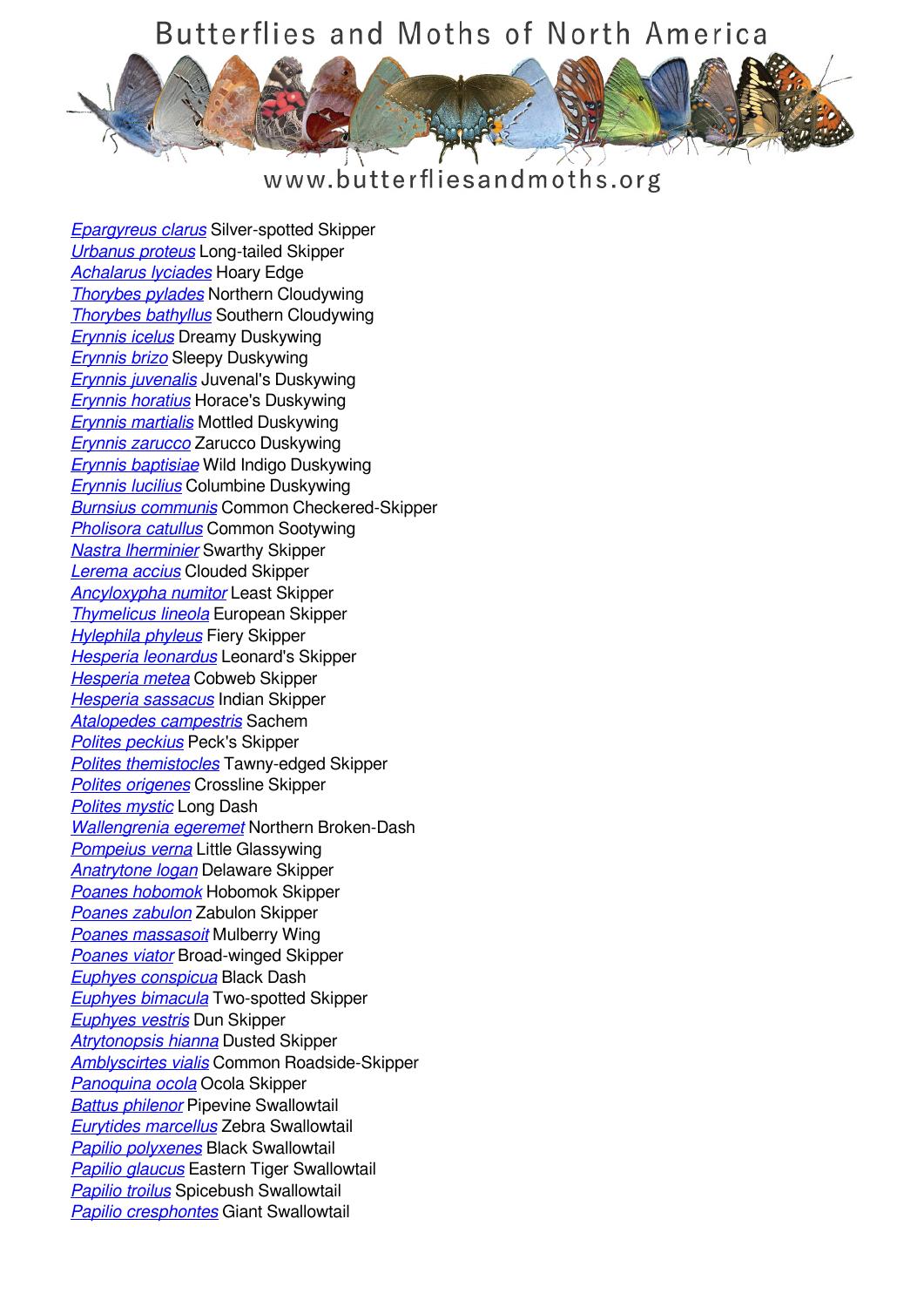# Butterflies and Moths of North America

www.butterfliesandmoths.org

*Epargyreus clarus* Silver-spotted Skipper
*Urbanus proteus* Long-tailed Skipper
*Achalarus lyciades* Hoary Edge
*Thorybes pylades* Northern Cloudywing
*Thorybes bathyllus* Southern Cloudywing
*Erynnis icelus* Dreamy Duskywing
*Erynnis brizo* Sleepy Duskywing
*Erynnis juvenalis* Juvenal's Duskywing
*Erynnis horatius* Horace's Duskywing
*Erynnis martialis* Mottled Duskywing
*Erynnis zarucco* Zarucco Duskywing
*Erynnis baptisiae* Wild Indigo Duskywing
*Erynnis lucilius* Columbine Duskywing
*Burnsius communis* Common Checkered-Skipper
*Pholisora catullus* Common Sootywing
*Nastra lherminier* Swarthy Skipper
*Lerema accius* Clouded Skipper
*Ancyloxypha numitor* Least Skipper
*Thymelicus lineola* European Skipper
*Hylephila phyleus* Fiery Skipper
*Hesperia leonardus* Leonard's Skipper
*Hesperia metea* Cobweb Skipper
*Hesperia sassacus* Indian Skipper
*Atalopedes campestris* Sachem
*Polites peckius* Peck's Skipper
*Polites themistocles* Tawny-edged Skipper
*Polites origenes* Crossline Skipper
*Polites mystic* Long Dash
*Wallengrenia egeremet* Northern Broken-Dash
*Pompeius verna* Little Glassywing
*Anatrytone logan* Delaware Skipper
*Poanes hobomok* Hobomok Skipper
*Poanes zabulon* Zabulon Skipper
*Poanes massasoit* Mulberry Wing
*Poanes viator* Broad-winged Skipper
*Euphyes conspicua* Black Dash
*Euphyes bimacula* Two-spotted Skipper
*Euphyes vestris* Dun Skipper
*Atrytonopsis hianna* Dusted Skipper
*Amblyscirtes vialis* Common Roadside-Skipper
*Panoquina ocola* Ocola Skipper
*Battus philenor* Pipevine Swallowtail
*Eurytides marcellus* Zebra Swallowtail
*Papilio polyxenes* Black Swallowtail
*Papilio glaucus* Eastern Tiger Swallowtail
*Papilio troilus* Spicebush Swallowtail
*Papilio cresphontes* Giant Swallowtail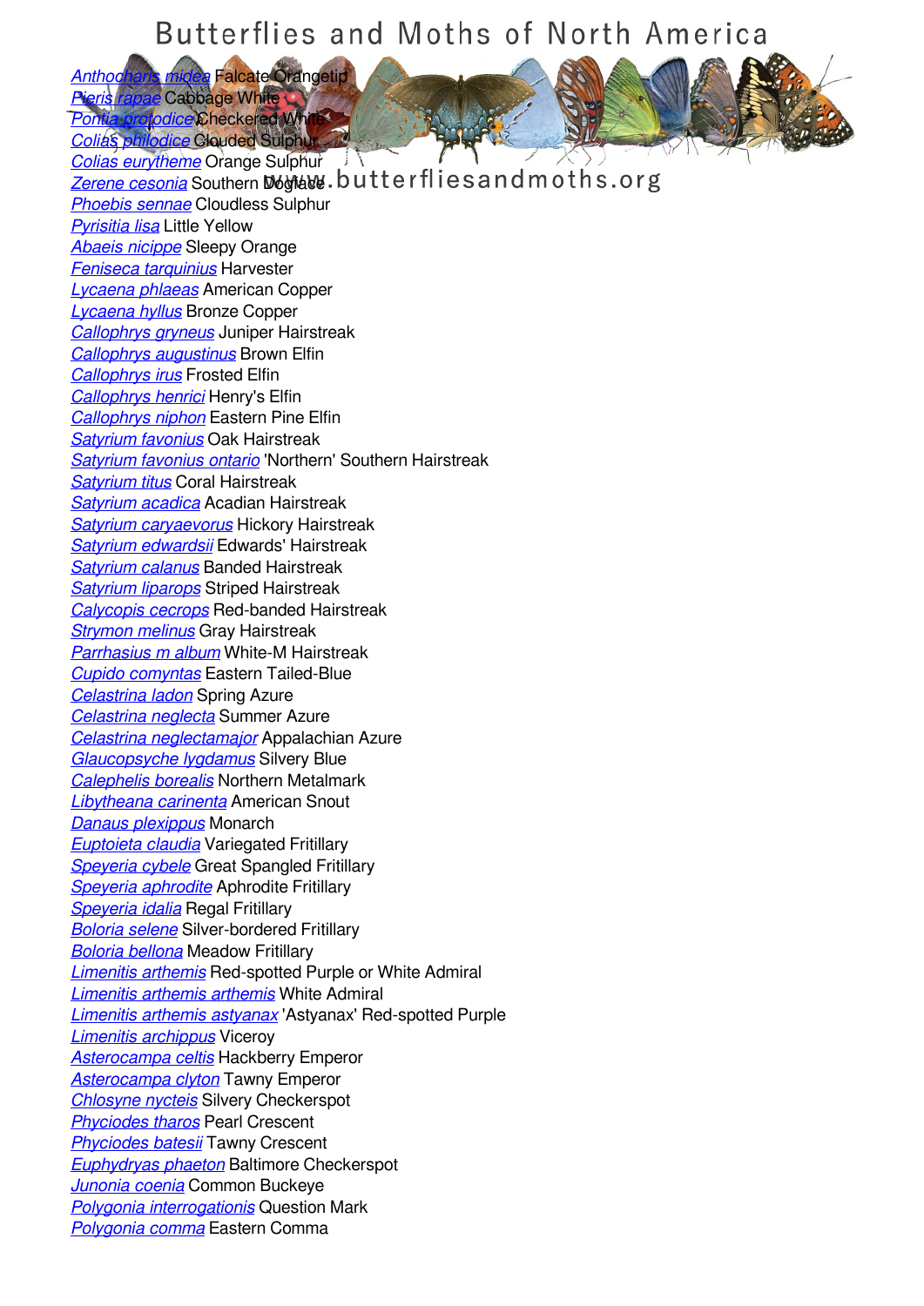# Butterflies and Moths of North America

www.butterfliesandmoths.org

*Anthocharis midea* Falcate Orangetip
*Pieris rapae* Cabbage White
*Pontia protodice* Checkered White
*Colias philodice* Clouded Sulphur
*Colias eurytheme* Orange Sulphur
*Zerene cesonia* Southern Dogface
*Phoebis sennae* Cloudless Sulphur
*Pyrisitia lisa* Little Yellow
*Abaeis nicippe* Sleepy Orange
*Feniseca tarquinius* Harvester
*Lycaena phlaeas* American Copper
*Lycaena hyllus* Bronze Copper
*Callophrys gryneus* Juniper Hairstreak
*Callophrys augustinus* Brown Elfin
*Callophrys irus* Frosted Elfin
*Callophrys henrici* Henry's Elfin
*Callophrys niphon* Eastern Pine Elfin
*Satyrium favonius* Oak Hairstreak
*Satyrium favonius ontario* 'Northern' Southern Hairstreak
*Satyrium titus* Coral Hairstreak
*Satyrium acadica* Acadian Hairstreak
*Satyrium caryaevorus* Hickory Hairstreak
*Satyrium edwardsii* Edwards' Hairstreak
*Satyrium calanus* Banded Hairstreak
*Satyrium liparops* Striped Hairstreak
*Calycopis cecrops* Red-banded Hairstreak
*Strymon melinus* Gray Hairstreak
*Parrhasius m album* White-M Hairstreak
*Cupido comyntas* Eastern Tailed-Blue
*Celastrina ladon* Spring Azure
*Celastrina neglecta* Summer Azure
*Celastrina neglectamajor* Appalachian Azure
*Glaucopsyche lygdamus* Silvery Blue
*Calephelis borealis* Northern Metalmark
*Libytheana carinenta* American Snout
*Danaus plexippus* Monarch
*Euptoieta claudia* Variegated Fritillary
*Speyeria cybele* Great Spangled Fritillary
*Speyeria aphrodite* Aphrodite Fritillary
*Speyeria idalia* Regal Fritillary
*Boloria selene* Silver-bordered Fritillary
*Boloria bellona* Meadow Fritillary
*Limenitis arthemis* Red-spotted Purple or White Admiral
*Limenitis arthemis arthemis* White Admiral
*Limenitis arthemis astyanax* 'Astyanax' Red-spotted Purple
*Limenitis archippus* Viceroy
*Asterocampa celtis* Hackberry Emperor
*Asterocampa clyton* Tawny Emperor
*Chlosyne nycteis* Silvery Checkerspot
*Phyciodes tharos* Pearl Crescent
*Phyciodes batesii* Tawny Crescent
*Euphydryas phaeton* Baltimore Checkerspot
*Junonia coenia* Common Buckeye
*Polygonia interrogationis* Question Mark
*Polygonia comma* Eastern Comma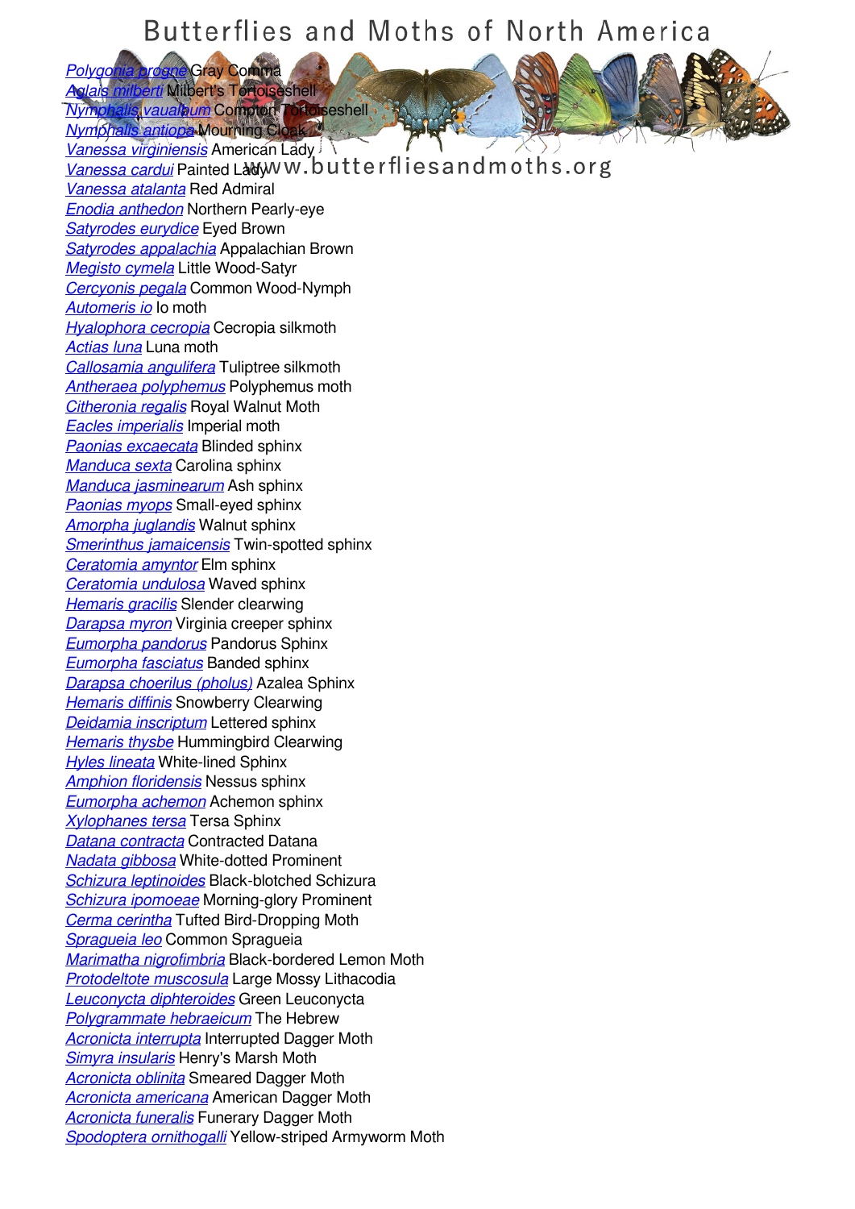# Butterflies and Moths of North America

www.butterfliesandmoths.org

*Polygonia progne* Gray Comma
*Aglais milberti* Milbert's Tortoiseshell
*Nymphalis vaualbum* Compton Tortoiseshell
*Nymphalis antiopa* Mourning Cloak
*Vanessa virginiensis* American Lady
*Vanessa cardui* Painted Lady
*Vanessa atalanta* Red Admiral
*Enodia anthedon* Northern Pearly-eye
*Satyrodes eurydice* Eyed Brown
*Satyrodes appalachia* Appalachian Brown
*Megisto cymela* Little Wood-Satyr
*Cercyonis pegala* Common Wood-Nymph
*Automeris io* Io moth
*Hyalophora cecropia* Cecropia silkmoth
*Actias luna* Luna moth
*Callosamia angulifera* Tuliptree silkmoth
*Antheraea polyphemus* Polyphemus moth
*Citheronia regalis* Royal Walnut Moth
*Eacles imperialis* Imperial moth
*Paonias excaecata* Blinded sphinx
*Manduca sexta* Carolina sphinx
*Manduca jasminearum* Ash sphinx
*Paonias myops* Small-eyed sphinx
*Amorpha juglandis* Walnut sphinx
*Smerinthus jamaicensis* Twin-spotted sphinx
*Ceratomia amyntor* Elm sphinx
*Ceratomia undulosa* Waved sphinx
*Hemaris gracilis* Slender clearwing
*Darapsa myron* Virginia creeper sphinx
*Eumorpha pandorus* Pandorus Sphinx
*Eumorpha fasciatus* Banded sphinx
*Darapsa choerilus (pholus)* Azalea Sphinx
*Hemaris diffinis* Snowberry Clearwing
*Deidamia inscriptum* Lettered sphinx
*Hemaris thysbe* Hummingbird Clearwing
*Hyles lineata* White-lined Sphinx
*Amphion floridensis* Nessus sphinx
*Eumorpha achemon* Achemon sphinx
*Xylophanes tersa* Tersa Sphinx
*Datana contracta* Contracted Datana
*Nadata gibbosa* White-dotted Prominent
*Schizura leptinoides* Black-blotched Schizura
*Schizura ipomoeae* Morning-glory Prominent
*Cerma cerintha* Tufted Bird-Dropping Moth
*Spragueia leo* Common Spragueia
*Marimatha nigrofimbria* Black-bordered Lemon Moth
*Protodeltote muscosula* Large Mossy Lithacodia
*Leuconycta diphteroides* Green Leuconycta
*Polygrammate hebraeicum* The Hebrew
*Acronicta interrupta* Interrupted Dagger Moth
*Simyra insularis* Henry's Marsh Moth
*Acronicta oblinita* Smeared Dagger Moth
*Acronicta americana* American Dagger Moth
*Acronicta funeralis* Funerary Dagger Moth
*Spodoptera ornithogalli* Yellow-striped Armyworm Moth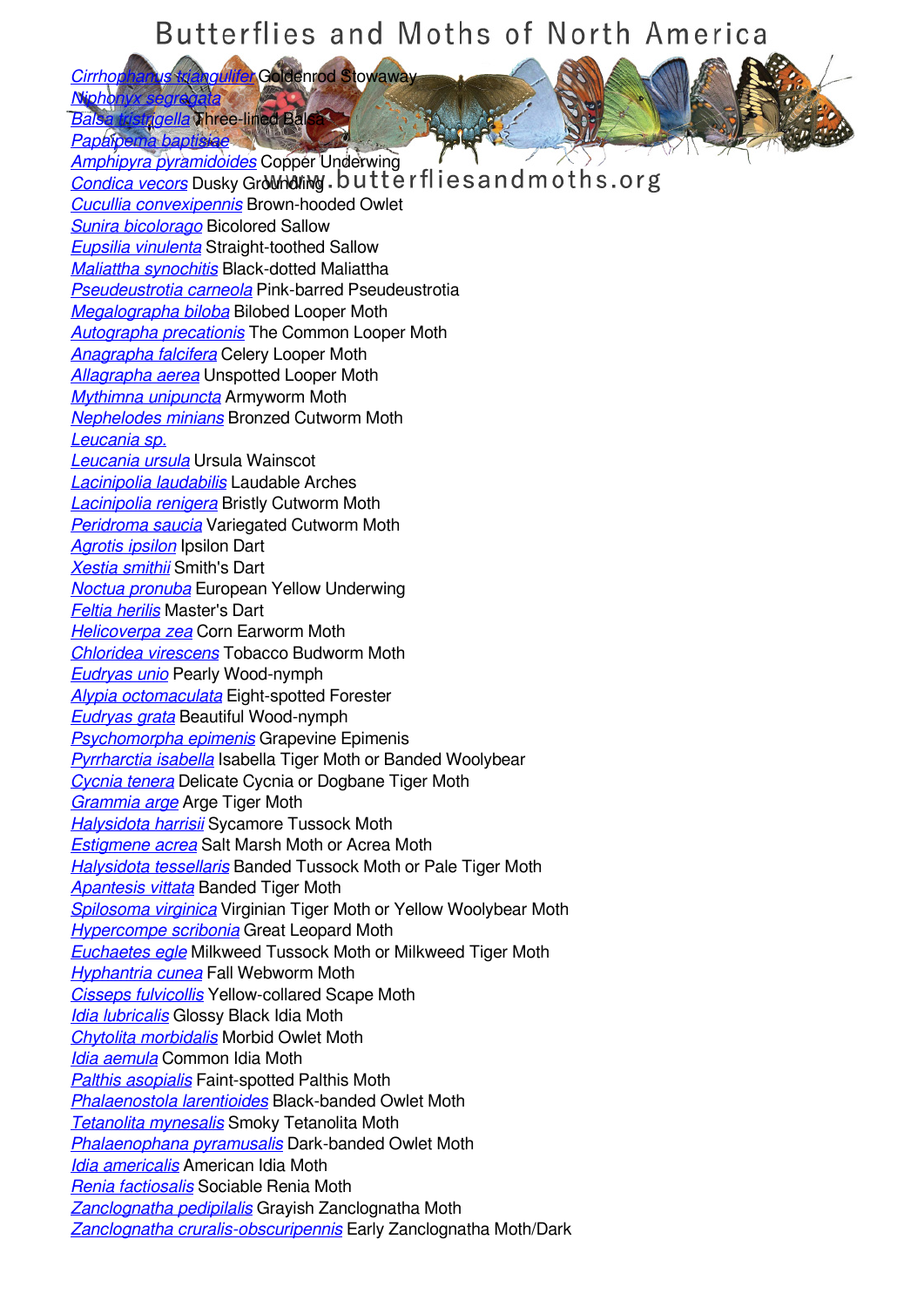*Cirrhophanus triangulifer* Goldenrod Stowaway
*Niphonyx segregata*
*Balsa tristrigella* Three-lined Balsa
*Papaipema baptisiae*
*Amphipyra pyramidoides* Copper Underwing
*Condica vecors* Dusky Groundling
*Cucullia convexipennis* Brown-hooded Owlet
*Sunira bicolorago* Bicolored Sallow
*Eupsilia vinulenta* Straight-toothed Sallow
*Maliattha synochitis* Black-dotted Maliattha
*Pseudeustrotia carneola* Pink-barred Pseudeustrotia
*Megalographa biloba* Bilobed Looper Moth
*Autographa precationis* The Common Looper Moth
*Anagrapha falcifera* Celery Looper Moth
*Allagrapha aerea* Unspotted Looper Moth
*Mythimna unipuncta* Armyworm Moth
*Nephelodes minians* Bronzed Cutworm Moth
*Leucania sp.*
*Leucania ursula* Ursula Wainscot
*Lacinipolia laudabilis* Laudable Arches
*Lacinipolia renigera* Bristly Cutworm Moth
*Peridroma saucia* Variegated Cutworm Moth
*Agrotis ipsilon* Ipsilon Dart
*Xestia smithii* Smith's Dart
*Noctua pronuba* European Yellow Underwing
*Feltia herilis* Master's Dart
*Helicoverpa zea* Corn Earworm Moth
*Chloridea virescens* Tobacco Budworm Moth
*Eudryas unio* Pearly Wood-nymph
*Alypia octomaculata* Eight-spotted Forester
*Eudryas grata* Beautiful Wood-nymph
*Psychomorpha epimenis* Grapevine Epimenis
*Pyrrharctia isabella* Isabella Tiger Moth or Banded Woolybear
*Cycnia tenera* Delicate Cycnia or Dogbane Tiger Moth
*Grammia arge* Arge Tiger Moth
*Halysidota harrisii* Sycamore Tussock Moth
*Estigmene acrea* Salt Marsh Moth or Acrea Moth
*Halysidota tessellaris* Banded Tussock Moth or Pale Tiger Moth
*Apantesis vittata* Banded Tiger Moth
*Spilosoma virginica* Virginian Tiger Moth or Yellow Woolybear Moth
*Hypercompe scribonia* Great Leopard Moth
*Euchaetes egle* Milkweed Tussock Moth or Milkweed Tiger Moth
*Hyphantria cunea* Fall Webworm Moth
*Cisseps fulvicollis* Yellow-collared Scape Moth
*Idia lubricalis* Glossy Black Idia Moth
*Chytolita morbidalis* Morbid Owlet Moth
*Idia aemula* Common Idia Moth
*Palthis asopialis* Faint-spotted Palthis Moth
*Phalaenostola larentioides* Black-banded Owlet Moth
*Tetanolita mynesalis* Smoky Tetanolita Moth
*Phalaenophana pyramusalis* Dark-banded Owlet Moth
*Idia americalis* American Idia Moth
*Renia factiosalis* Sociable Renia Moth
*Zanclognatha pedipilalis* Grayish Zanclognatha Moth
*Zanclognatha cruralis-obscuripennis* Early Zanclognatha Moth/Dark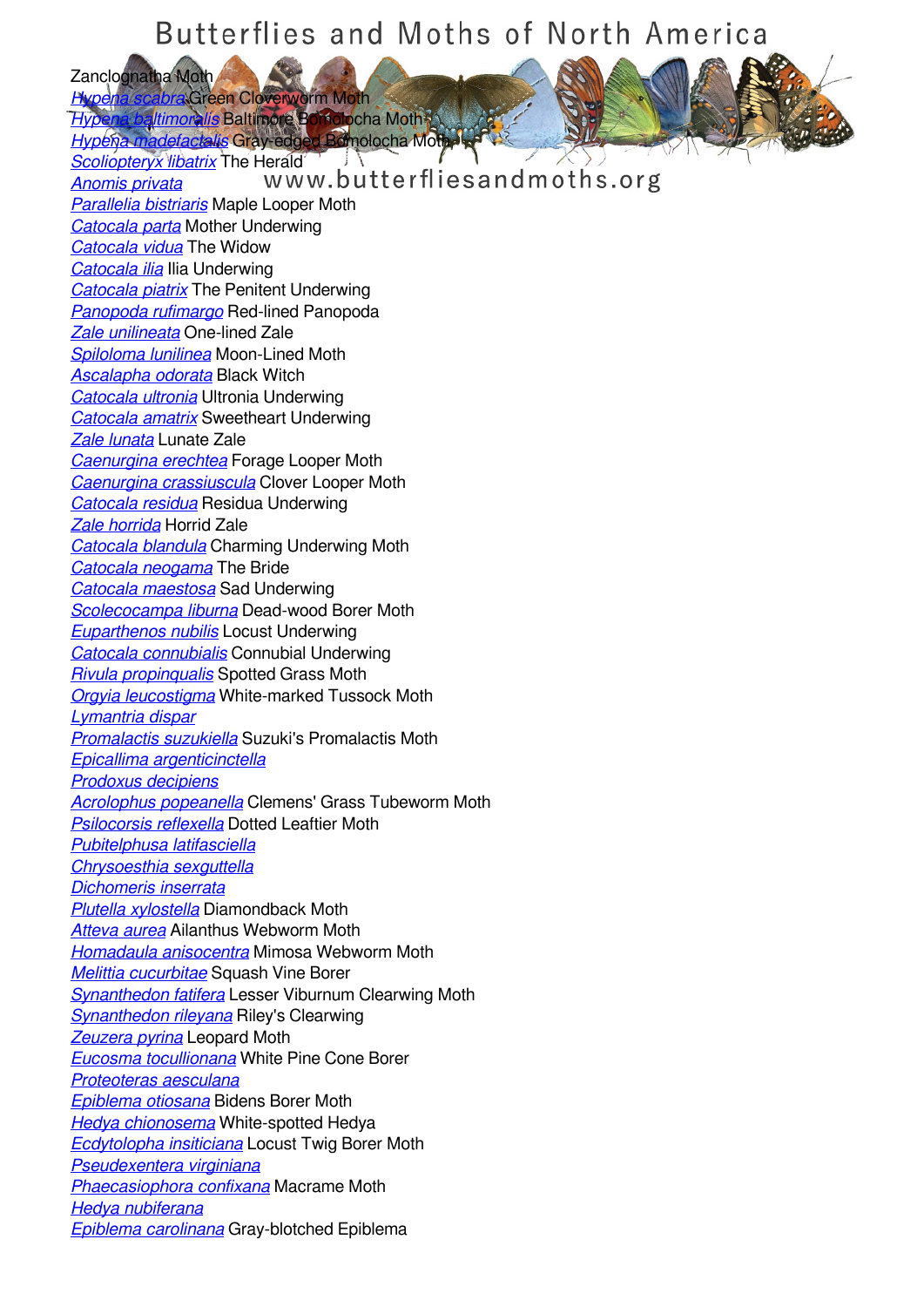Zanclognatha Moth
*Hypena scabra* Green Cloverworm Moth
*Hypena baltimoralis* Baltimore Bomolocha Moth
*Hypena madefactalis* Gray-edged Bomolocha Moth
*Scoliopteryx libatrix* The Herald
*Anomis privata*
*Parallelia bistriaris* Maple Looper Moth
*Catocala parta* Mother Underwing
*Catocala vidua* The Widow
*Catocala ilia* Ilia Underwing
*Catocala piatrix* The Penitent Underwing
*Panopoda rufimargo* Red-lined Panopoda
*Zale unilineata* One-lined Zale
*Spiloloma lunilinea* Moon-Lined Moth
*Ascalapha odorata* Black Witch
*Catocala ultronia* Ultronia Underwing
*Catocala amatrix* Sweetheart Underwing
*Zale lunata* Lunate Zale
*Caenurgina erechtea* Forage Looper Moth
*Caenurgina crassiuscula* Clover Looper Moth
*Catocala residua* Residua Underwing
*Zale horrida* Horrid Zale
*Catocala blandula* Charming Underwing Moth
*Catocala neogama* The Bride
*Catocala maestosa* Sad Underwing
*Scolecocampa liburna* Dead-wood Borer Moth
*Euparthenos nubilis* Locust Underwing
*Catocala connubialis* Connubial Underwing
*Rivula propinqualis* Spotted Grass Moth
*Orgyia leucostigma* White-marked Tussock Moth
*Lymantria dispar*
*Promalactis suzukiella* Suzuki's Promalactis Moth
*Epicallima argenticinctella*
*Prodoxus decipiens*
*Acrolophus popeanella* Clemens' Grass Tubeworm Moth
*Psilocorsis reflexella* Dotted Leaftier Moth
*Pubitelphusa latifasciella*
*Chrysoesthia sexguttella*
*Dichomeris inserrata*
*Plutella xylostella* Diamondback Moth
*Atteva aurea* Ailanthus Webworm Moth
*Homadaula anisocentra* Mimosa Webworm Moth
*Melittia cucurbitae* Squash Vine Borer
*Synanthedon fatifera* Lesser Viburnum Clearwing Moth
*Synanthedon rileyana* Riley's Clearwing
*Zeuzera pyrina* Leopard Moth
*Eucosma tocullionana* White Pine Cone Borer
*Proteoteras aesculana*
*Epiblema otiosana* Bidens Borer Moth
*Hedya chionosema* White-spotted Hedya
*Ecdytolopha insiticiana* Locust Twig Borer Moth
*Pseudexentera virginiana*
*Phaecasiophora confixana* Macrame Moth
*Hedya nubiferana*
*Epiblema carolinana* Gray-blotched Epiblema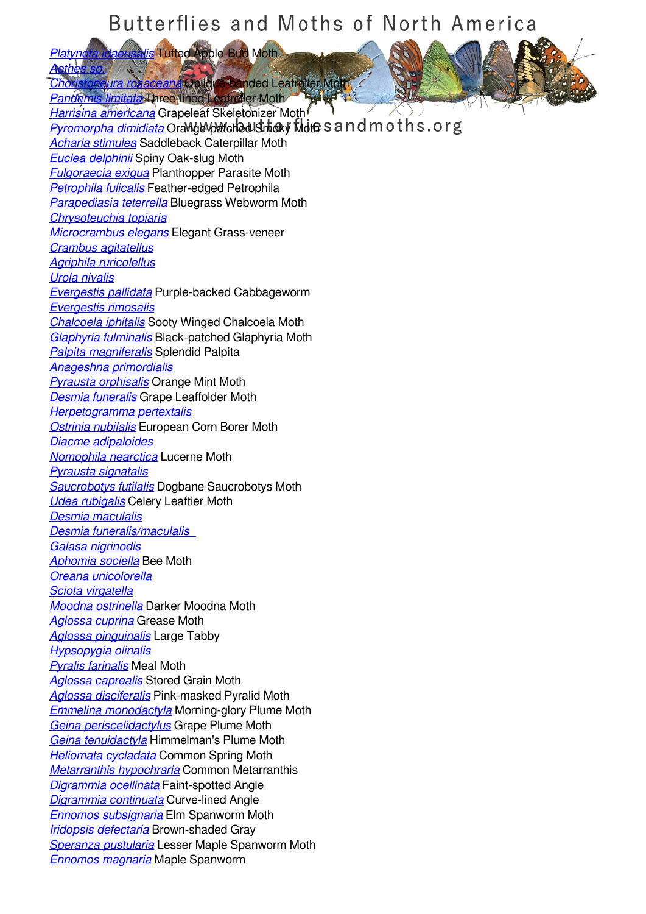# Butterflies and Moths of North America

www.butterfliesandmoths.org

*Platynota idaeusalis* Tufted Apple-Bud Moth
*Aethes sp.*
*Choristoneura rosaceana* Oblique-banded Leafroller Moth
*Pandemis limitata* Three-lined Leafroller Moth
*Harrisina americana* Grapeleaf Skeletonizer Moth
*Pyromorpha dimidiata* Orange-patched Smoky Moth
*Acharia stimulea* Saddleback Caterpillar Moth
*Euclea delphinii* Spiny Oak-slug Moth
*Fulgoraecia exigua* Planthopper Parasite Moth
*Petrophila fulicalis* Feather-edged Petrophila
*Parapediasia teterrella* Bluegrass Webworm Moth
*Chrysoteuchia topiaria*
*Microcrambus elegans* Elegant Grass-veneer
*Crambus agitatellus*
*Agriphila ruricolellus*
*Urola nivalis*
*Evergestis pallidata* Purple-backed Cabbageworm
*Evergestis rimosalis*
*Chalcoela iphitalis* Sooty Winged Chalcoela Moth
*Glaphyria fulminalis* Black-patched Glaphyria Moth
*Palpita magniferalis* Splendid Palpita
*Anageshna primordialis*
*Pyrausta orphisalis* Orange Mint Moth
*Desmia funeralis* Grape Leaffolder Moth
*Herpetogramma pertextalis*
*Ostrinia nubilalis* European Corn Borer Moth
*Diacme adipaloides*
*Nomophila nearctica* Lucerne Moth
*Pyrausta signatalis*
*Saucrobotys futilalis* Dogbane Saucrobotys Moth
*Udea rubigalis* Celery Leaftier Moth
*Desmia maculalis*
*Desmia funeralis/maculalis*
*Galasa nigrinodis*
*Aphomia sociella* Bee Moth
*Oreana unicolorella*
*Sciota virgatella*
*Moodna ostrinella* Darker Moodna Moth
*Aglossa cuprina* Grease Moth
*Aglossa pinguinalis* Large Tabby
*Hypsopygia olinalis*
*Pyralis farinalis* Meal Moth
*Aglossa caprealis* Stored Grain Moth
*Aglossa disciferalis* Pink-masked Pyralid Moth
*Emmelina monodactyla* Morning-glory Plume Moth
*Geina periscelidactylus* Grape Plume Moth
*Geina tenuidactyla* Himmelman's Plume Moth
*Heliomata cycladata* Common Spring Moth
*Metarranthis hypochraria* Common Metarranthis
*Digrammia ocellinata* Faint-spotted Angle
*Digrammia continuata* Curve-lined Angle
*Ennomos subsignaria* Elm Spanworm Moth
*Iridopsis defectaria* Brown-shaded Gray
*Speranza pustularia* Lesser Maple Spanworm Moth
*Ennomos magnaria* Maple Spanworm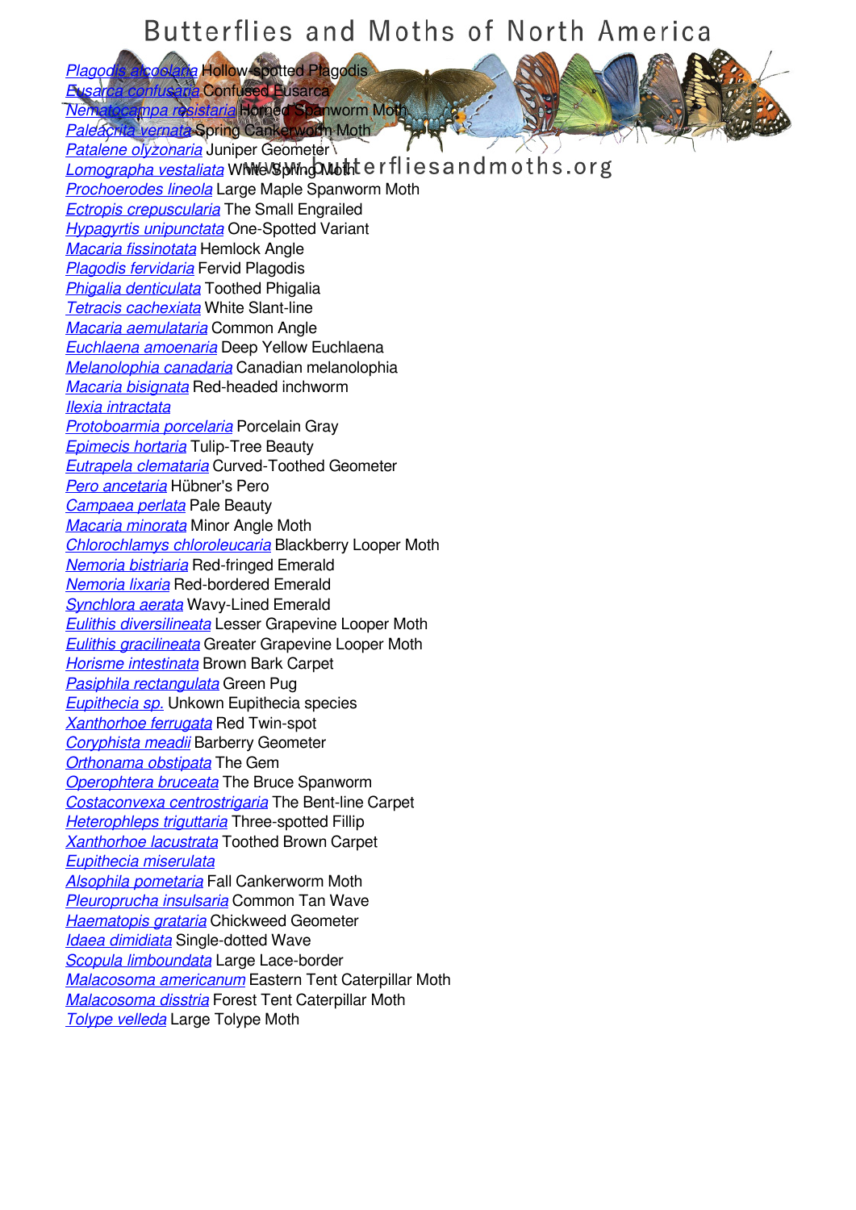Plagodis alcoolaria Hollow-spotted Plagodis
Eusarca confusaria Confused Eusarca
Nematocampa resistaria Horned Spanworm Moth
Paleacrita vernata Spring Cankerworm Moth
Patalene olyzonaria Juniper Geometer
Lomographa vestaliata White Spring Moth
Prochoerodes lineola Large Maple Spanworm Moth
Ectropis crepuscularia The Small Engrailed
Hypagyrtis unipunctata One-Spotted Variant
Macaria fissinotata Hemlock Angle
Plagodis fervidaria Fervid Plagodis
Phigalia denticulata Toothed Phigalia
Tetracis cachexiata White Slant-line
Macaria aemulataria Common Angle
Euchlaena amoenaria Deep Yellow Euchlaena
Melanolophia canadaria Canadian melanolophia
Macaria bisignata Red-headed inchworm
Ilexia intractata
Protoboarmia porcelaria Porcelain Gray
Epimecis hortaria Tulip-Tree Beauty
Eutrapela clemataria Curved-Toothed Geometer
Pero ancetaria Hübner's Pero
Campaea perlata Pale Beauty
Macaria minorata Minor Angle Moth
Chlorochlamys chloroleucaria Blackberry Looper Moth
Nemoria bistriaria Red-fringed Emerald
Nemoria lixaria Red-bordered Emerald
Synchlora aerata Wavy-Lined Emerald
Eulithis diversilineata Lesser Grapevine Looper Moth
Eulithis gracilineata Greater Grapevine Looper Moth
Horisme intestinata Brown Bark Carpet
Pasiphila rectangulata Green Pug
Eupithecia sp. Unkown Eupithecia species
Xanthorhoe ferrugata Red Twin-spot
Coryphista meadii Barberry Geometer
Orthonama obstipata The Gem
Operophtera bruceata The Bruce Spanworm
Costaconvexa centrostrigaria The Bent-line Carpet
Heterophleps triguttaria Three-spotted Fillip
Xanthorhoe lacustrata Toothed Brown Carpet
Eupithecia miserulata
Alsophila pometaria Fall Cankerworm Moth
Pleuroprucha insulsaria Common Tan Wave
Haematopis grataria Chickweed Geometer
Idaea dimidiata Single-dotted Wave
Scopula limboundata Large Lace-border
Malacosoma americanum Eastern Tent Caterpillar Moth
Malacosoma disstria Forest Tent Caterpillar Moth
Tolype velleda Large Tolype Moth